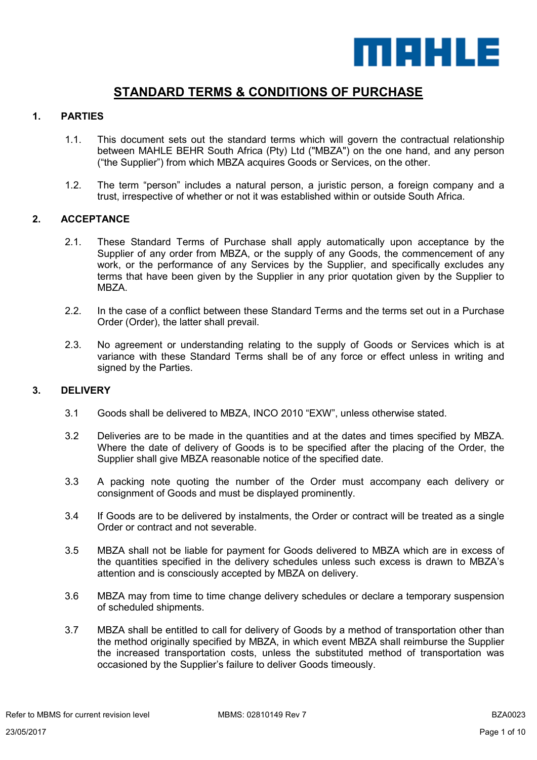# STANDARD TERMS & CONDITIONS OF PURCHASE

## 1. PARTIES

1.1. This document sets out the standard terms which will govern the contractual relationship between MAHLE BEHR South Africa (Pty) Ltd ("MBZA") on the one hand, and any person ("the Supplier") from which MBZA acquires Goods or Services, on the other.

1.2. The term "person" includes a natural person, a juristic person, a foreign company and a trust, irrespective of whether or not it was established within or outside South Africa.

## 2. ACCEPTANCE

2.1. These Standard Terms of Purchase shall apply automatically upon acceptance by the Supplier of any order from MBZA, or the supply of any Goods, the commencement of any work, or the performance of any Services by the Supplier, and specifically excludes any terms that have been given by the Supplier in any prior quotation given by the Supplier to MBZA.

2.2. In the case of a conflict between these Standard Terms and the terms set out in a Purchase Order (Order), the latter shall prevail.

2.3. No agreement or understanding relating to the supply of Goods or Services which is at variance with these Standard Terms shall be of any force or effect unless in writing and signed by the Parties.

## 3. DELIVERY

3.1 Goods shall be delivered to MBZA, INCO 2010 "EXW", unless otherwise stated.

3.2 Deliveries are to be made in the quantities and at the dates and times specified by MBZA. Where the date of delivery of Goods is to be specified after the placing of the Order, the Supplier shall give MBZA reasonable notice of the specified date.

3.3 A packing note quoting the number of the Order must accompany each delivery or consignment of Goods and must be displayed prominently.

3.4 If Goods are to be delivered by instalments, the Order or contract will be treated as a single Order or contract and not severable.

3.5 MBZA shall not be liable for payment for Goods delivered to MBZA which are in excess of the quantities specified in the delivery schedules unless such excess is drawn to MBZA's attention and is consciously accepted by MBZA on delivery.

3.6 MBZA may from time to time change delivery schedules or declare a temporary suspension of scheduled shipments.

3.7 MBZA shall be entitled to call for delivery of Goods by a method of transportation other than the method originally specified by MBZA, in which event MBZA shall reimburse the Supplier the increased transportation costs, unless the substituted method of transportation was occasioned by the Supplier's failure to deliver Goods timeously.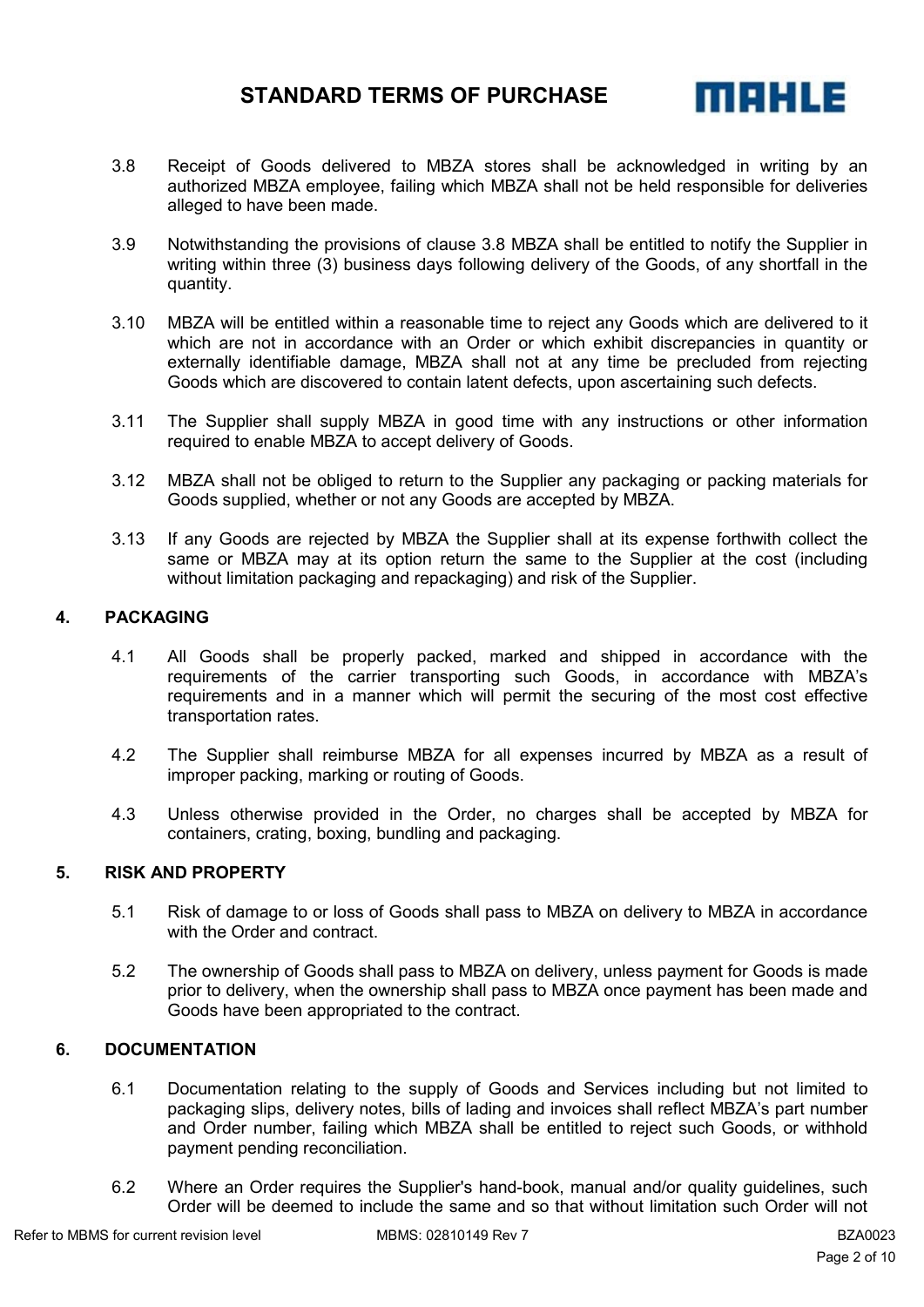3.8 Receipt of Goods delivered to MBZA stores shall be acknowledged in writing by an authorized MBZA employee, failing which MBZA shall not be held responsible for deliveries alleged to have been made.

3.9 Notwithstanding the provisions of clause 3.8 MBZA shall be entitled to notify the Supplier in writing within three (3) business days following delivery of the Goods, of any shortfall in the quantity.

3.10 MBZA will be entitled within a reasonable time to reject any Goods which are delivered to it which are not in accordance with an Order or which exhibit discrepancies in quantity or externally identifiable damage, MBZA shall not at any time be precluded from rejecting Goods which are discovered to contain latent defects, upon ascertaining such defects.

3.11 The Supplier shall supply MBZA in good time with any instructions or other information required to enable MBZA to accept delivery of Goods.

3.12 MBZA shall not be obliged to return to the Supplier any packaging or packing materials for Goods supplied, whether or not any Goods are accepted by MBZA.

3.13 If any Goods are rejected by MBZA the Supplier shall at its expense forthwith collect the same or MBZA may at its option return the same to the Supplier at the cost (including without limitation packaging and repackaging) and risk of the Supplier.

## 4. PACKAGING

4.1 All Goods shall be properly packed, marked and shipped in accordance with the requirements of the carrier transporting such Goods, in accordance with MBZA's requirements and in a manner which will permit the securing of the most cost effective transportation rates.

4.2 The Supplier shall reimburse MBZA for all expenses incurred by MBZA as a result of improper packing, marking or routing of Goods.

4.3 Unless otherwise provided in the Order, no charges shall be accepted by MBZA for containers, crating, boxing, bundling and packaging.

## 5. RISK AND PROPERTY

5.1 Risk of damage to or loss of Goods shall pass to MBZA on delivery to MBZA in accordance with the Order and contract.

5.2 The ownership of Goods shall pass to MBZA on delivery, unless payment for Goods is made prior to delivery, when the ownership shall pass to MBZA once payment has been made and Goods have been appropriated to the contract.

## 6. DOCUMENTATION

6.1 Documentation relating to the supply of Goods and Services including but not limited to packaging slips, delivery notes, bills of lading and invoices shall reflect MBZA's part number and Order number, failing which MBZA shall be entitled to reject such Goods, or withhold payment pending reconciliation.

6.2 Where an Order requires the Supplier's hand-book, manual and/or quality guidelines, such Order will be deemed to include the same and so that without limitation such Order will not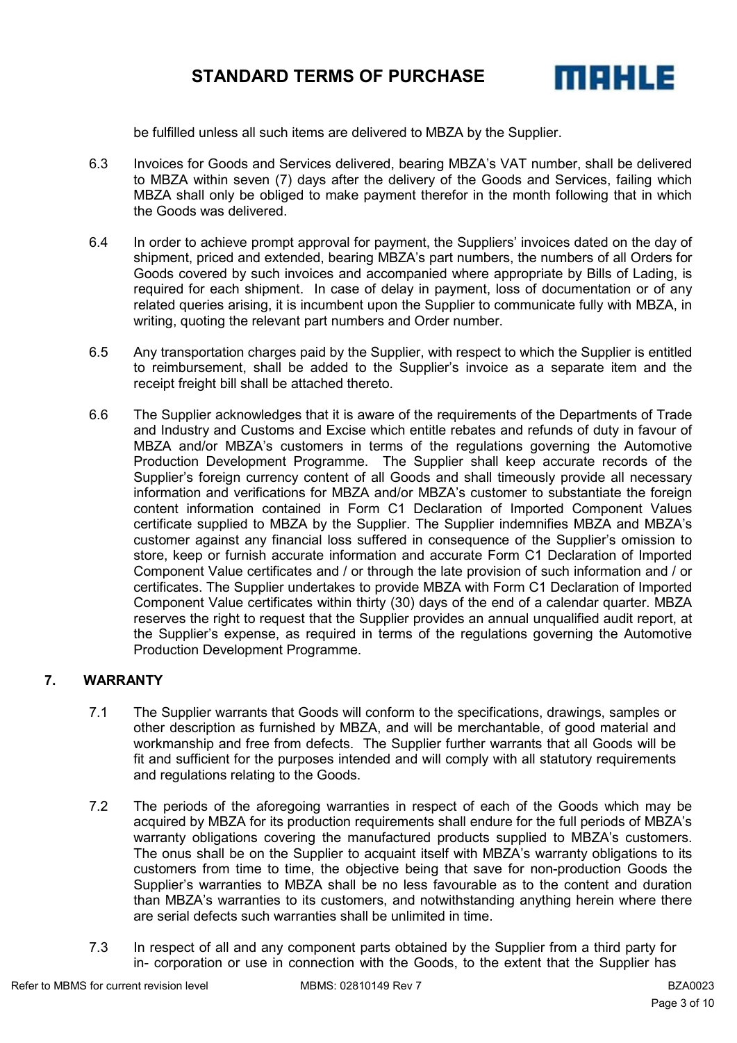be fulfilled unless all such items are delivered to MBZA by the Supplier.

6.3 Invoices for Goods and Services delivered, bearing MBZA's VAT number, shall be delivered to MBZA within seven (7) days after the delivery of the Goods and Services, failing which MBZA shall only be obliged to make payment therefor in the month following that in which the Goods was delivered.

6.4 In order to achieve prompt approval for payment, the Suppliers' invoices dated on the day of shipment, priced and extended, bearing MBZA's part numbers, the numbers of all Orders for Goods covered by such invoices and accompanied where appropriate by Bills of Lading, is required for each shipment. In case of delay in payment, loss of documentation or of any related queries arising, it is incumbent upon the Supplier to communicate fully with MBZA, in writing, quoting the relevant part numbers and Order number.

6.5 Any transportation charges paid by the Supplier, with respect to which the Supplier is entitled to reimbursement, shall be added to the Supplier's invoice as a separate item and the receipt freight bill shall be attached thereto.

6.6 The Supplier acknowledges that it is aware of the requirements of the Departments of Trade and Industry and Customs and Excise which entitle rebates and refunds of duty in favour of MBZA and/or MBZA's customers in terms of the regulations governing the Automotive Production Development Programme. The Supplier shall keep accurate records of the Supplier's foreign currency content of all Goods and shall timeously provide all necessary information and verifications for MBZA and/or MBZA's customer to substantiate the foreign content information contained in Form C1 Declaration of Imported Component Values certificate supplied to MBZA by the Supplier. The Supplier indemnifies MBZA and MBZA's customer against any financial loss suffered in consequence of the Supplier's omission to store, keep or furnish accurate information and accurate Form C1 Declaration of Imported Component Value certificates and / or through the late provision of such information and / or certificates. The Supplier undertakes to provide MBZA with Form C1 Declaration of Imported Component Value certificates within thirty (30) days of the end of a calendar quarter. MBZA reserves the right to request that the Supplier provides an annual unqualified audit report, at the Supplier's expense, as required in terms of the regulations governing the Automotive Production Development Programme.

## 7. WARRANTY

7.1 The Supplier warrants that Goods will conform to the specifications, drawings, samples or other description as furnished by MBZA, and will be merchantable, of good material and workmanship and free from defects. The Supplier further warrants that all Goods will be fit and sufficient for the purposes intended and will comply with all statutory requirements and regulations relating to the Goods.

7.2 The periods of the aforegoing warranties in respect of each of the Goods which may be acquired by MBZA for its production requirements shall endure for the full periods of MBZA's warranty obligations covering the manufactured products supplied to MBZA's customers. The onus shall be on the Supplier to acquaint itself with MBZA's warranty obligations to its customers from time to time, the objective being that save for non-production Goods the Supplier's warranties to MBZA shall be no less favourable as to the content and duration than MBZA's warranties to its customers, and notwithstanding anything herein where there are serial defects such warranties shall be unlimited in time.

7.3 In respect of all and any component parts obtained by the Supplier from a third party for in- corporation or use in connection with the Goods, to the extent that the Supplier has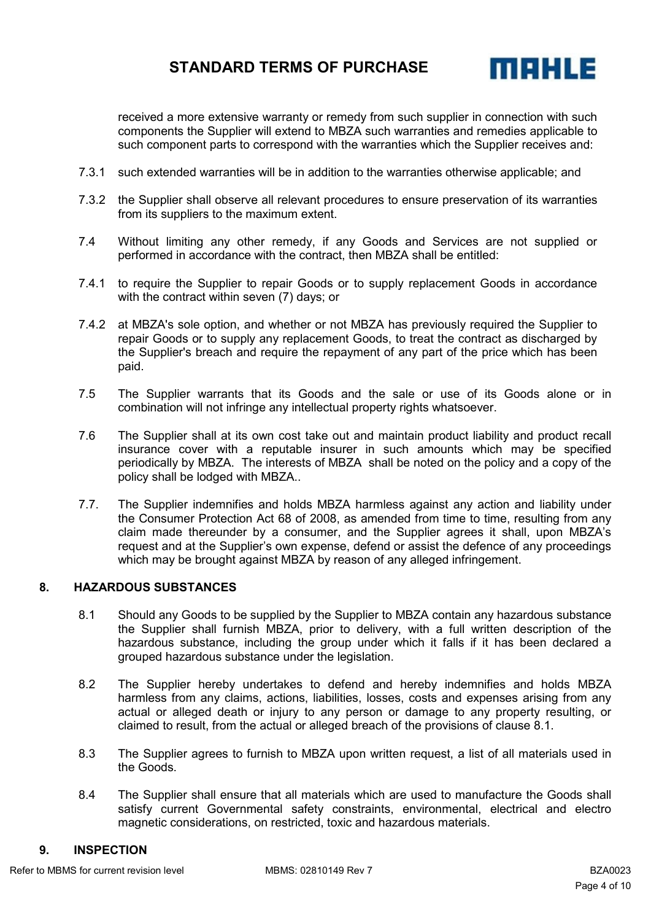received a more extensive warranty or remedy from such supplier in connection with such components the Supplier will extend to MBZA such warranties and remedies applicable to such component parts to correspond with the warranties which the Supplier receives and:

7.3.1 such extended warranties will be in addition to the warranties otherwise applicable; and

7.3.2 the Supplier shall observe all relevant procedures to ensure preservation of its warranties from its suppliers to the maximum extent.

7.4 Without limiting any other remedy, if any Goods and Services are not supplied or performed in accordance with the contract, then MBZA shall be entitled:

7.4.1 to require the Supplier to repair Goods or to supply replacement Goods in accordance with the contract within seven (7) days; or

7.4.2 at MBZA's sole option, and whether or not MBZA has previously required the Supplier to repair Goods or to supply any replacement Goods, to treat the contract as discharged by the Supplier's breach and require the repayment of any part of the price which has been paid.

7.5 The Supplier warrants that its Goods and the sale or use of its Goods alone or in combination will not infringe any intellectual property rights whatsoever.

7.6 The Supplier shall at its own cost take out and maintain product liability and product recall insurance cover with a reputable insurer in such amounts which may be specified periodically by MBZA. The interests of MBZA shall be noted on the policy and a copy of the policy shall be lodged with MBZA..

7.7. The Supplier indemnifies and holds MBZA harmless against any action and liability under the Consumer Protection Act 68 of 2008, as amended from time to time, resulting from any claim made thereunder by a consumer, and the Supplier agrees it shall, upon MBZA's request and at the Supplier's own expense, defend or assist the defence of any proceedings which may be brought against MBZA by reason of any alleged infringement.

## 8. HAZARDOUS SUBSTANCES

8.1 Should any Goods to be supplied by the Supplier to MBZA contain any hazardous substance the Supplier shall furnish MBZA, prior to delivery, with a full written description of the hazardous substance, including the group under which it falls if it has been declared a grouped hazardous substance under the legislation.

8.2 The Supplier hereby undertakes to defend and hereby indemnifies and holds MBZA harmless from any claims, actions, liabilities, losses, costs and expenses arising from any actual or alleged death or injury to any person or damage to any property resulting, or claimed to result, from the actual or alleged breach of the provisions of clause 8.1.

8.3 The Supplier agrees to furnish to MBZA upon written request, a list of all materials used in the Goods.

8.4 The Supplier shall ensure that all materials which are used to manufacture the Goods shall satisfy current Governmental safety constraints, environmental, electrical and electro magnetic considerations, on restricted, toxic and hazardous materials.

## 9. INSPECTION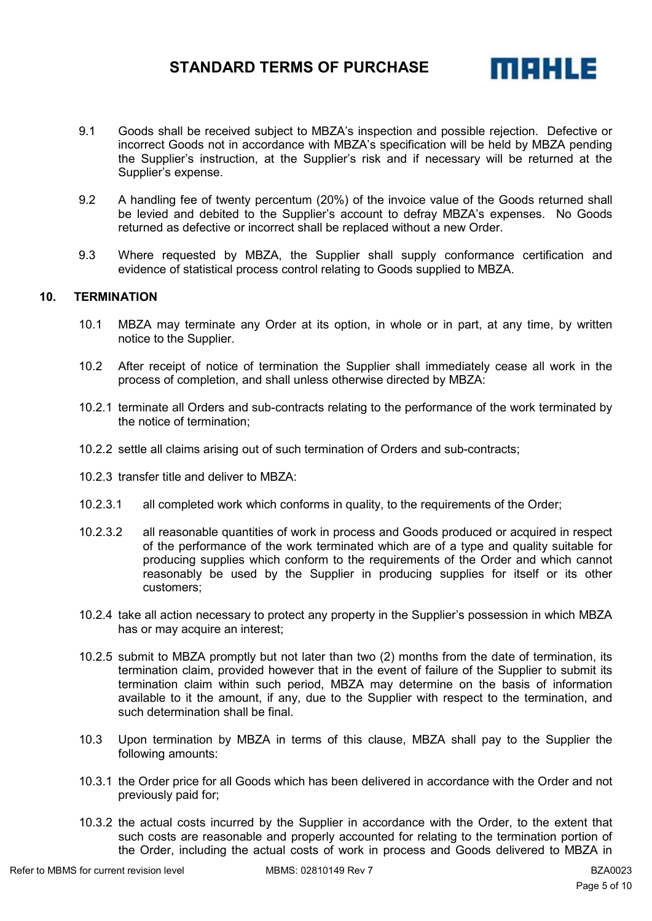9.1 Goods shall be received subject to MBZA's inspection and possible rejection. Defective or incorrect Goods not in accordance with MBZA's specification will be held by MBZA pending the Supplier's instruction, at the Supplier's risk and if necessary will be returned at the Supplier's expense.

9.2 A handling fee of twenty percentum (20%) of the invoice value of the Goods returned shall be levied and debited to the Supplier's account to defray MBZA's expenses. No Goods returned as defective or incorrect shall be replaced without a new Order.

9.3 Where requested by MBZA, the Supplier shall supply conformance certification and evidence of statistical process control relating to Goods supplied to MBZA.

## 10. TERMINATION

10.1 MBZA may terminate any Order at its option, in whole or in part, at any time, by written notice to the Supplier.

10.2 After receipt of notice of termination the Supplier shall immediately cease all work in the process of completion, and shall unless otherwise directed by MBZA:

10.2.1 terminate all Orders and sub-contracts relating to the performance of the work terminated by the notice of termination;

10.2.2 settle all claims arising out of such termination of Orders and sub-contracts;

10.2.3 transfer title and deliver to MBZA:

10.2.3.1 all completed work which conforms in quality, to the requirements of the Order;

10.2.3.2 all reasonable quantities of work in process and Goods produced or acquired in respect of the performance of the work terminated which are of a type and quality suitable for producing supplies which conform to the requirements of the Order and which cannot reasonably be used by the Supplier in producing supplies for itself or its other customers;

10.2.4 take all action necessary to protect any property in the Supplier's possession in which MBZA has or may acquire an interest;

10.2.5 submit to MBZA promptly but not later than two (2) months from the date of termination, its termination claim, provided however that in the event of failure of the Supplier to submit its termination claim within such period, MBZA may determine on the basis of information available to it the amount, if any, due to the Supplier with respect to the termination, and such determination shall be final.

10.3 Upon termination by MBZA in terms of this clause, MBZA shall pay to the Supplier the following amounts:

10.3.1 the Order price for all Goods which has been delivered in accordance with the Order and not previously paid for;

10.3.2 the actual costs incurred by the Supplier in accordance with the Order, to the extent that such costs are reasonable and properly accounted for relating to the termination portion of the Order, including the actual costs of work in process and Goods delivered to MBZA in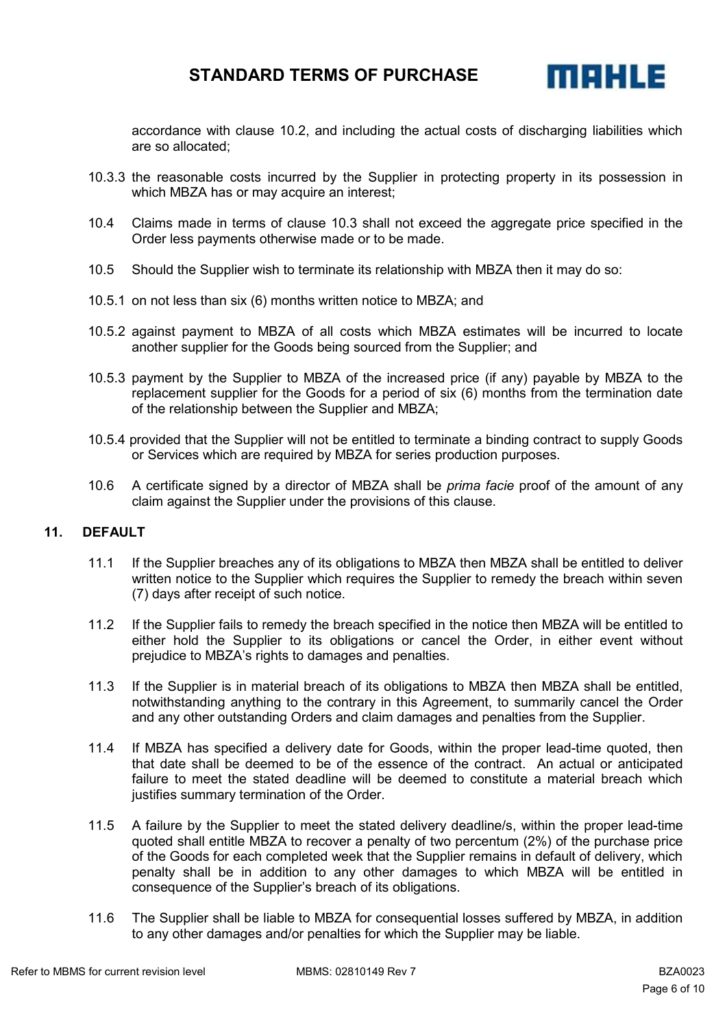accordance with clause 10.2, and including the actual costs of discharging liabilities which are so allocated;

10.3.3 the reasonable costs incurred by the Supplier in protecting property in its possession in which MBZA has or may acquire an interest;

10.4 Claims made in terms of clause 10.3 shall not exceed the aggregate price specified in the Order less payments otherwise made or to be made.

10.5 Should the Supplier wish to terminate its relationship with MBZA then it may do so:

10.5.1 on not less than six (6) months written notice to MBZA; and

10.5.2 against payment to MBZA of all costs which MBZA estimates will be incurred to locate another supplier for the Goods being sourced from the Supplier; and

10.5.3 payment by the Supplier to MBZA of the increased price (if any) payable by MBZA to the replacement supplier for the Goods for a period of six (6) months from the termination date of the relationship between the Supplier and MBZA;

10.5.4 provided that the Supplier will not be entitled to terminate a binding contract to supply Goods or Services which are required by MBZA for series production purposes.

10.6 A certificate signed by a director of MBZA shall be *prima facie* proof of the amount of any claim against the Supplier under the provisions of this clause.

## 11. DEFAULT

11.1 If the Supplier breaches any of its obligations to MBZA then MBZA shall be entitled to deliver written notice to the Supplier which requires the Supplier to remedy the breach within seven (7) days after receipt of such notice.

11.2 If the Supplier fails to remedy the breach specified in the notice then MBZA will be entitled to either hold the Supplier to its obligations or cancel the Order, in either event without prejudice to MBZA's rights to damages and penalties.

11.3 If the Supplier is in material breach of its obligations to MBZA then MBZA shall be entitled, notwithstanding anything to the contrary in this Agreement, to summarily cancel the Order and any other outstanding Orders and claim damages and penalties from the Supplier.

11.4 If MBZA has specified a delivery date for Goods, within the proper lead-time quoted, then that date shall be deemed to be of the essence of the contract. An actual or anticipated failure to meet the stated deadline will be deemed to constitute a material breach which justifies summary termination of the Order.

11.5 A failure by the Supplier to meet the stated delivery deadline/s, within the proper lead-time quoted shall entitle MBZA to recover a penalty of two percentum (2%) of the purchase price of the Goods for each completed week that the Supplier remains in default of delivery, which penalty shall be in addition to any other damages to which MBZA will be entitled in consequence of the Supplier's breach of its obligations.

11.6 The Supplier shall be liable to MBZA for consequential losses suffered by MBZA, in addition to any other damages and/or penalties for which the Supplier may be liable.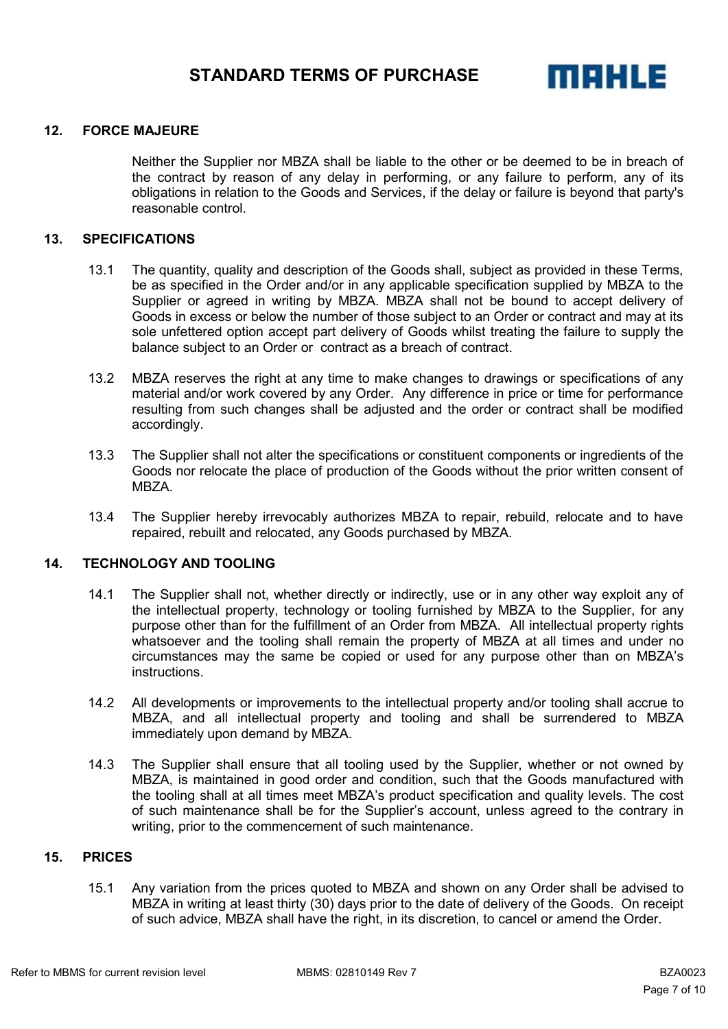## 12. FORCE MAJEURE

Neither the Supplier nor MBZA shall be liable to the other or be deemed to be in breach of the contract by reason of any delay in performing, or any failure to perform, any of its obligations in relation to the Goods and Services, if the delay or failure is beyond that party's reasonable control.

## 13. SPECIFICATIONS

13.1 The quantity, quality and description of the Goods shall, subject as provided in these Terms, be as specified in the Order and/or in any applicable specification supplied by MBZA to the Supplier or agreed in writing by MBZA. MBZA shall not be bound to accept delivery of Goods in excess or below the number of those subject to an Order or contract and may at its sole unfettered option accept part delivery of Goods whilst treating the failure to supply the balance subject to an Order or contract as a breach of contract.

13.2 MBZA reserves the right at any time to make changes to drawings or specifications of any material and/or work covered by any Order. Any difference in price or time for performance resulting from such changes shall be adjusted and the order or contract shall be modified accordingly.

13.3 The Supplier shall not alter the specifications or constituent components or ingredients of the Goods nor relocate the place of production of the Goods without the prior written consent of MBZA.

13.4 The Supplier hereby irrevocably authorizes MBZA to repair, rebuild, relocate and to have repaired, rebuilt and relocated, any Goods purchased by MBZA.

## 14. TECHNOLOGY AND TOOLING

14.1 The Supplier shall not, whether directly or indirectly, use or in any other way exploit any of the intellectual property, technology or tooling furnished by MBZA to the Supplier, for any purpose other than for the fulfillment of an Order from MBZA. All intellectual property rights whatsoever and the tooling shall remain the property of MBZA at all times and under no circumstances may the same be copied or used for any purpose other than on MBZA's instructions.

14.2 All developments or improvements to the intellectual property and/or tooling shall accrue to MBZA, and all intellectual property and tooling and shall be surrendered to MBZA immediately upon demand by MBZA.

14.3 The Supplier shall ensure that all tooling used by the Supplier, whether or not owned by MBZA, is maintained in good order and condition, such that the Goods manufactured with the tooling shall at all times meet MBZA's product specification and quality levels. The cost of such maintenance shall be for the Supplier's account, unless agreed to the contrary in writing, prior to the commencement of such maintenance.

## 15. PRICES

15.1 Any variation from the prices quoted to MBZA and shown on any Order shall be advised to MBZA in writing at least thirty (30) days prior to the date of delivery of the Goods. On receipt of such advice, MBZA shall have the right, in its discretion, to cancel or amend the Order.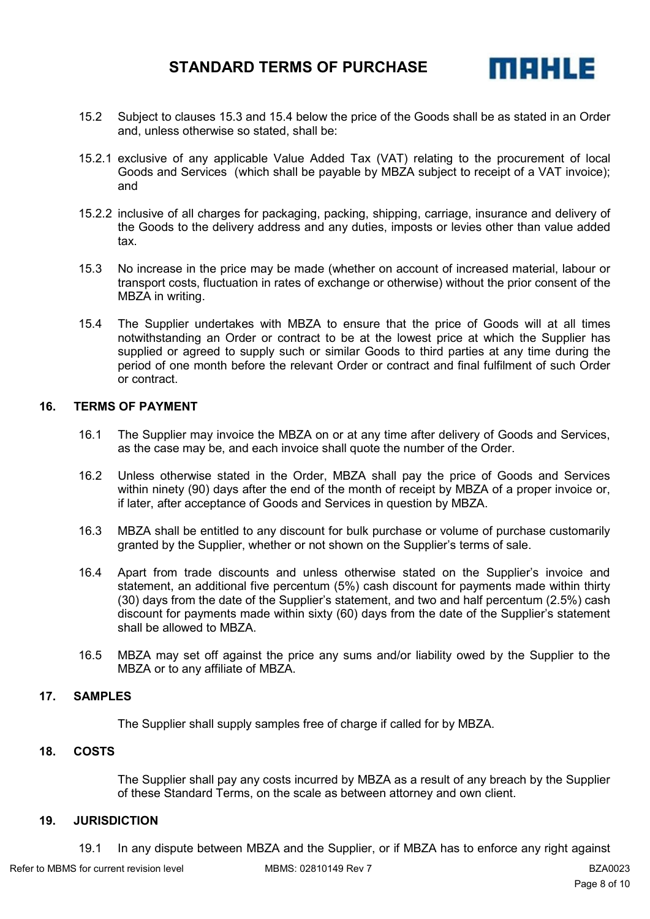15.2 Subject to clauses 15.3 and 15.4 below the price of the Goods shall be as stated in an Order and, unless otherwise so stated, shall be:

15.2.1 exclusive of any applicable Value Added Tax (VAT) relating to the procurement of local Goods and Services (which shall be payable by MBZA subject to receipt of a VAT invoice); and

15.2.2 inclusive of all charges for packaging, packing, shipping, carriage, insurance and delivery of the Goods to the delivery address and any duties, imposts or levies other than value added tax.

15.3 No increase in the price may be made (whether on account of increased material, labour or transport costs, fluctuation in rates of exchange or otherwise) without the prior consent of the MBZA in writing.

15.4 The Supplier undertakes with MBZA to ensure that the price of Goods will at all times notwithstanding an Order or contract to be at the lowest price at which the Supplier has supplied or agreed to supply such or similar Goods to third parties at any time during the period of one month before the relevant Order or contract and final fulfilment of such Order or contract.

## 16. TERMS OF PAYMENT

16.1 The Supplier may invoice the MBZA on or at any time after delivery of Goods and Services, as the case may be, and each invoice shall quote the number of the Order.

16.2 Unless otherwise stated in the Order, MBZA shall pay the price of Goods and Services within ninety (90) days after the end of the month of receipt by MBZA of a proper invoice or, if later, after acceptance of Goods and Services in question by MBZA.

16.3 MBZA shall be entitled to any discount for bulk purchase or volume of purchase customarily granted by the Supplier, whether or not shown on the Supplier's terms of sale.

16.4 Apart from trade discounts and unless otherwise stated on the Supplier's invoice and statement, an additional five percentum (5%) cash discount for payments made within thirty (30) days from the date of the Supplier's statement, and two and half percentum (2.5%) cash discount for payments made within sixty (60) days from the date of the Supplier's statement shall be allowed to MBZA.

16.5 MBZA may set off against the price any sums and/or liability owed by the Supplier to the MBZA or to any affiliate of MBZA.

## 17. SAMPLES

The Supplier shall supply samples free of charge if called for by MBZA.

## 18. COSTS

The Supplier shall pay any costs incurred by MBZA as a result of any breach by the Supplier of these Standard Terms, on the scale as between attorney and own client.

## 19. JURISDICTION

19.1 In any dispute between MBZA and the Supplier, or if MBZA has to enforce any right against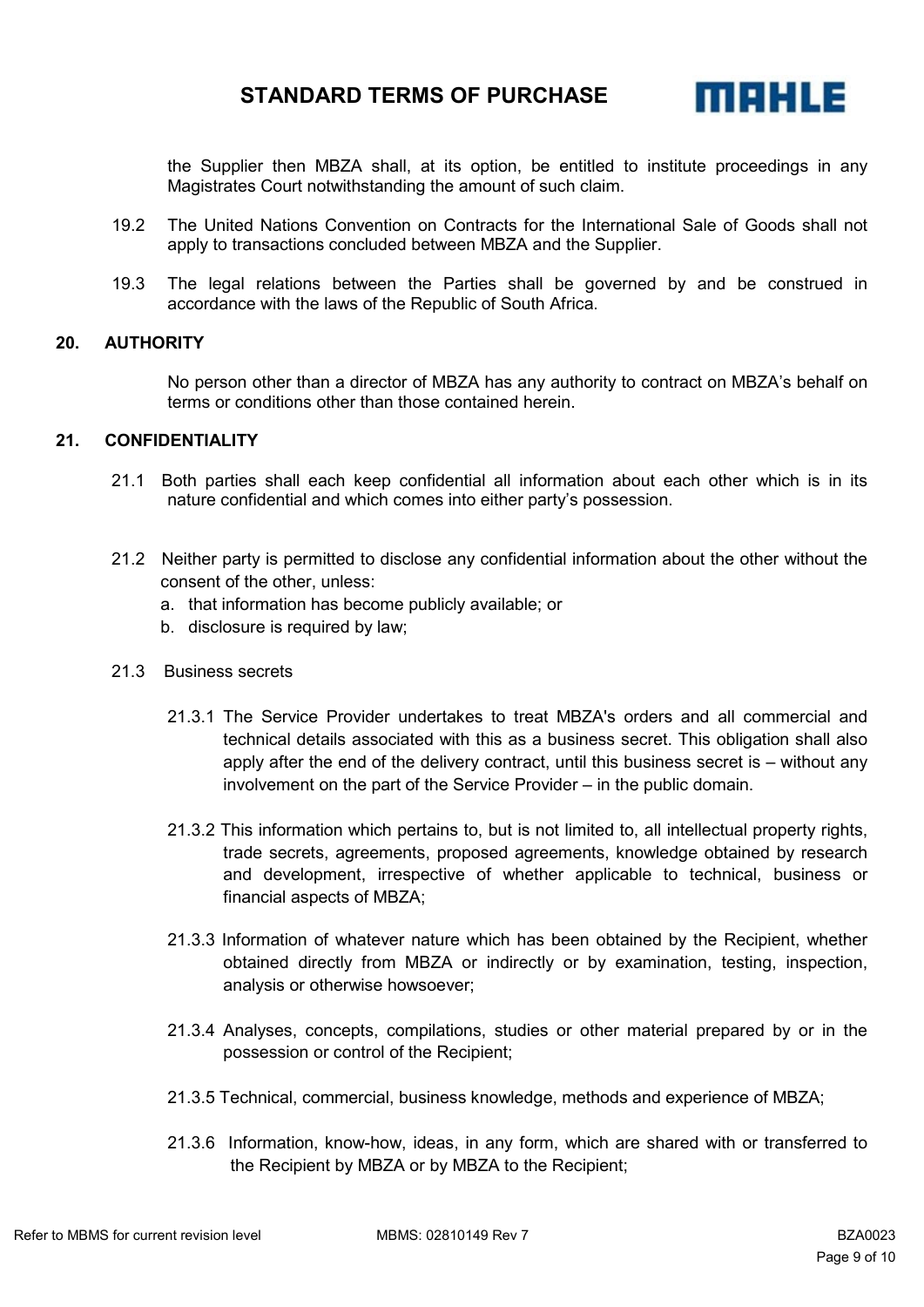the Supplier then MBZA shall, at its option, be entitled to institute proceedings in any Magistrates Court notwithstanding the amount of such claim.

19.2 The United Nations Convention on Contracts for the International Sale of Goods shall not apply to transactions concluded between MBZA and the Supplier.

19.3 The legal relations between the Parties shall be governed by and be construed in accordance with the laws of the Republic of South Africa.

## 20. AUTHORITY

No person other than a director of MBZA has any authority to contract on MBZA's behalf on terms or conditions other than those contained herein.

## 21. CONFIDENTIALITY

21.1 Both parties shall each keep confidential all information about each other which is in its nature confidential and which comes into either party's possession.

21.2 Neither party is permitted to disclose any confidential information about the other without the consent of the other, unless:

a. that information has become publicly available; or
b. disclosure is required by law;

21.3 Business secrets

21.3.1 The Service Provider undertakes to treat MBZA's orders and all commercial and technical details associated with this as a business secret. This obligation shall also apply after the end of the delivery contract, until this business secret is – without any involvement on the part of the Service Provider – in the public domain.

21.3.2 This information which pertains to, but is not limited to, all intellectual property rights, trade secrets, agreements, proposed agreements, knowledge obtained by research and development, irrespective of whether applicable to technical, business or financial aspects of MBZA;

21.3.3 Information of whatever nature which has been obtained by the Recipient, whether obtained directly from MBZA or indirectly or by examination, testing, inspection, analysis or otherwise howsoever;

21.3.4 Analyses, concepts, compilations, studies or other material prepared by or in the possession or control of the Recipient;

21.3.5 Technical, commercial, business knowledge, methods and experience of MBZA;

21.3.6 Information, know-how, ideas, in any form, which are shared with or transferred to the Recipient by MBZA or by MBZA to the Recipient;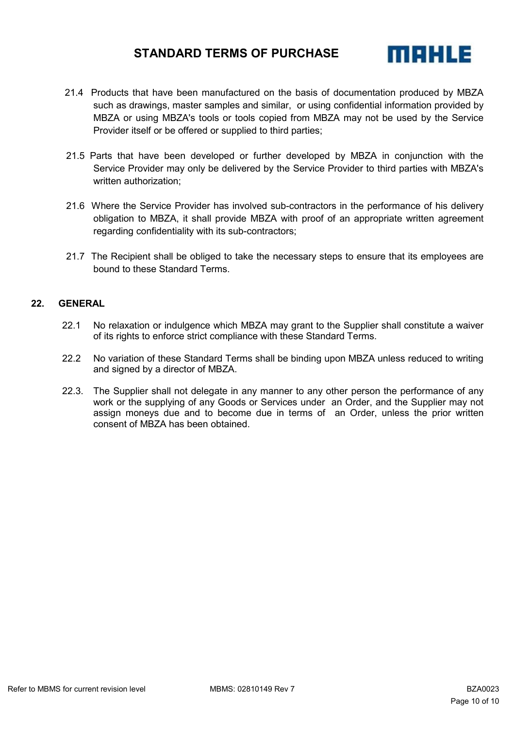21.4 Products that have been manufactured on the basis of documentation produced by MBZA such as drawings, master samples and similar, or using confidential information provided by MBZA or using MBZA's tools or tools copied from MBZA may not be used by the Service Provider itself or be offered or supplied to third parties;

21.5 Parts that have been developed or further developed by MBZA in conjunction with the Service Provider may only be delivered by the Service Provider to third parties with MBZA's written authorization;

21.6 Where the Service Provider has involved sub-contractors in the performance of his delivery obligation to MBZA, it shall provide MBZA with proof of an appropriate written agreement regarding confidentiality with its sub-contractors;

21.7 The Recipient shall be obliged to take the necessary steps to ensure that its employees are bound to these Standard Terms.

## 22. GENERAL

22.1 No relaxation or indulgence which MBZA may grant to the Supplier shall constitute a waiver of its rights to enforce strict compliance with these Standard Terms.

22.2 No variation of these Standard Terms shall be binding upon MBZA unless reduced to writing and signed by a director of MBZA.

22.3. The Supplier shall not delegate in any manner to any other person the performance of any work or the supplying of any Goods or Services under an Order, and the Supplier may not assign moneys due and to become due in terms of an Order, unless the prior written consent of MBZA has been obtained.